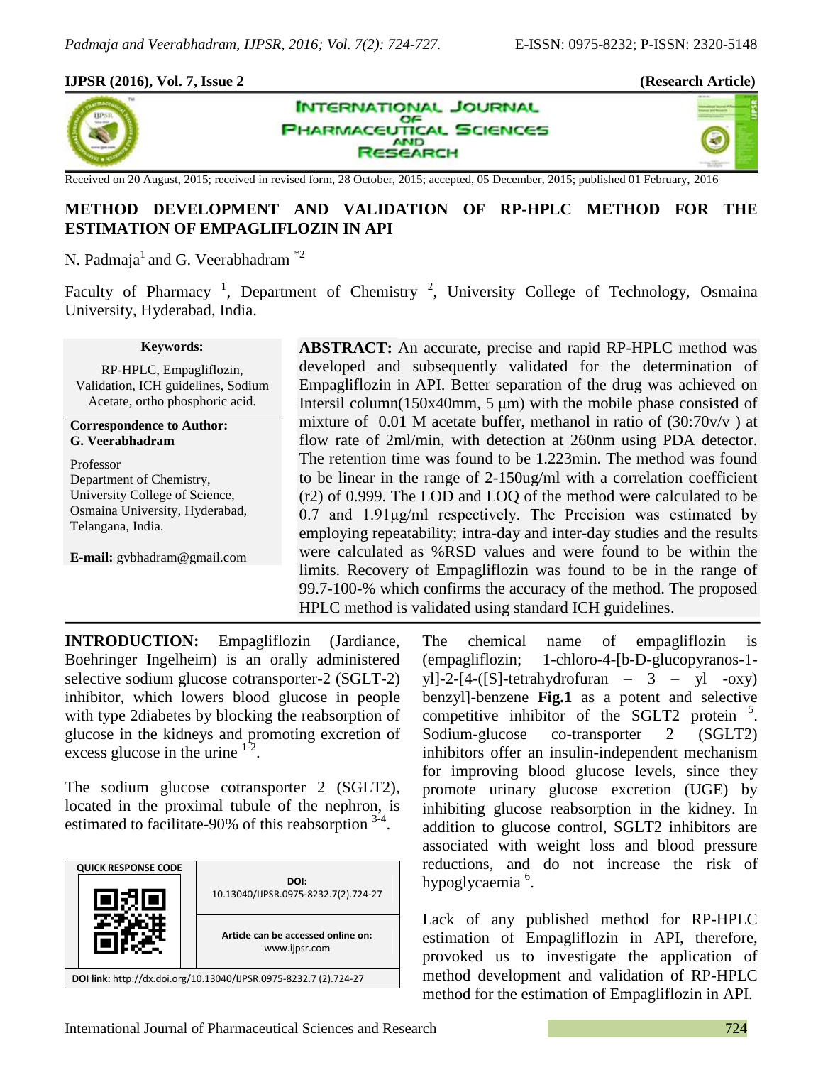**IJPSR (2016), Vol. 7, Issue 2** **(Research Article)**

Received on 20 August, 2015; received in revised form, 28 October, 2015; accepted, 05 December, 2015; published 01 February, 2016

# METHOD DEVELOPMENT AND VALIDATION OF RP-HPLC METHOD FOR THE ESTIMATION OF EMPAGLIFLOZIN IN API

N. Padmaja[1] and G. Veerabhadram [*2]

Faculty of Pharmacy [1], Department of Chemistry [2], University College of Technology, Osmaina University, Hyderabad, India.

**Keywords:**

RP-HPLC, Empagliflozin, Validation, ICH guidelines, Sodium Acetate, ortho phosphoric acid.

**Correspondence to Author:**
**G. Veerabhadram**

Professor
Department of Chemistry,
University College of Science,
Osmaina University, Hyderabad,
Telangana, India.

**E-mail:** gvbhadram@gmail.com

**ABSTRACT:** An accurate, precise and rapid RP-HPLC method was developed and subsequently validated for the determination of Empagliflozin in API. Better separation of the drug was achieved on Intersil column(150x40mm, 5 μm) with the mobile phase consisted of mixture of 0.01 M acetate buffer, methanol in ratio of (30:70v/v ) at flow rate of 2ml/min, with detection at 260nm using PDA detector. The retention time was found to be 1.223min. The method was found to be linear in the range of 2-150ug/ml with a correlation coefficient (r2) of 0.999. The LOD and LOQ of the method were calculated to be 0.7 and 1.91μg/ml respectively. The Precision was estimated by employing repeatability; intra-day and inter-day studies and the results were calculated as %RSD values and were found to be within the limits. Recovery of Empagliflozin was found to be in the range of 99.7-100-% which confirms the accuracy of the method. The proposed HPLC method is validated using standard ICH guidelines.

**INTRODUCTION:** Empagliflozin (Jardiance, Boehringer Ingelheim) is an orally administered selective sodium glucose cotransporter-2 (SGLT-2) inhibitor, which lowers blood glucose in people with type 2diabetes by blocking the reabsorption of glucose in the kidneys and promoting excretion of excess glucose in the urine [1-2].

The sodium glucose cotransporter 2 (SGLT2), located in the proximal tubule of the nephron, is estimated to facilitate-90% of this reabsorption [3-4].

| QUICK RESPONSE CODE | DOI: 10.13040/IJPSR.0975-8232.7(2).724-27 |
| --- | --- |
| | Article can be accessed online on: www.ijpsr.com |
| DOI link: http://dx.doi.org/10.13040/IJPSR.0975-8232.7 (2).724-27 | |

The chemical name of empagliflozin is (empagliflozin; 1-chloro-4-[b-D-glucopyranos-1-yl]-2-[4-([S]-tetrahydrofuran – 3 – yl -oxy) benzyl]-benzene **Fig.1** as a potent and selective competitive inhibitor of the SGLT2 protein [5]. Sodium-glucose co-transporter 2 (SGLT2) inhibitors offer an insulin-independent mechanism for improving blood glucose levels, since they promote urinary glucose excretion (UGE) by inhibiting glucose reabsorption in the kidney. In addition to glucose control, SGLT2 inhibitors are associated with weight loss and blood pressure reductions, and do not increase the risk of hypoglycaemia [6].

Lack of any published method for RP-HPLC estimation of Empagliflozin in API, therefore, provoked us to investigate the application of method development and validation of RP-HPLC method for the estimation of Empagliflozin in API.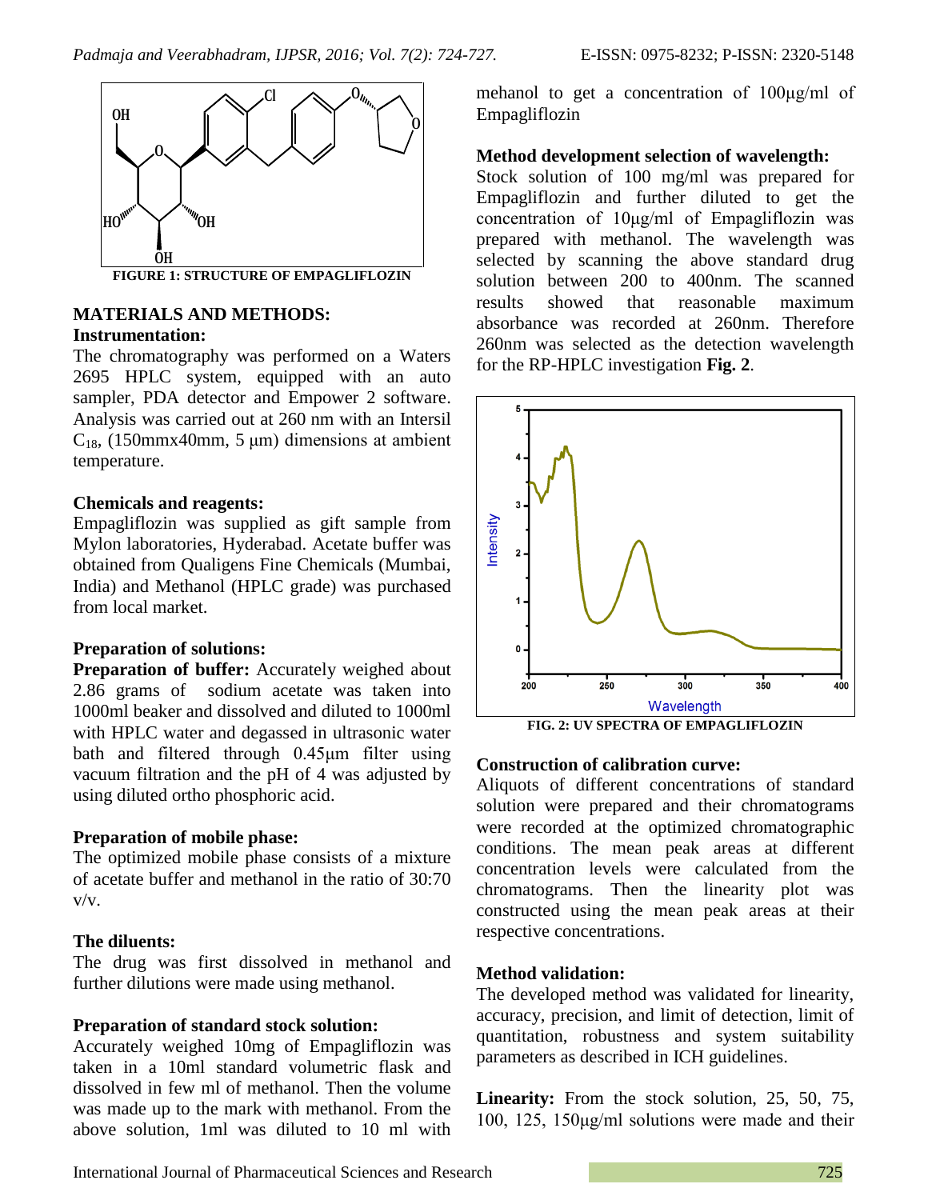FIGURE 1: STRUCTURE OF EMPAGLIFLOZIN

## MATERIALS AND METHODS:

### Instrumentation:

The chromatography was performed on a Waters 2695 HPLC system, equipped with an auto sampler, PDA detector and Empower 2 software. Analysis was carried out at 260 nm with an Intersil $C_{18}$, (150mmx40mm, 5 µm) dimensions at ambient temperature.

### Chemicals and reagents:

Empagliflozin was supplied as gift sample from Mylon laboratories, Hyderabad. Acetate buffer was obtained from Qualigens Fine Chemicals (Mumbai, India) and Methanol (HPLC grade) was purchased from local market.

### Preparation of solutions:

**Preparation of buffer:** Accurately weighed about 2.86 grams of sodium acetate was taken into 1000ml beaker and dissolved and diluted to 1000ml with HPLC water and degassed in ultrasonic water bath and filtered through 0.45µm filter using vacuum filtration and the pH of 4 was adjusted by using diluted ortho phosphoric acid.

### Preparation of mobile phase:

The optimized mobile phase consists of a mixture of acetate buffer and methanol in the ratio of 30:70 v/v.

### The diluents:

The drug was first dissolved in methanol and further dilutions were made using methanol.

### Preparation of standard stock solution:

Accurately weighed 10mg of Empagliflozin was taken in a 10ml standard volumetric flask and dissolved in few ml of methanol. Then the volume was made up to the mark with methanol. From the above solution, 1ml was diluted to 10 ml with mehanol to get a concentration of 100µg/ml of Empagliflozin

### Method development selection of wavelength:

Stock solution of 100 mg/ml was prepared for Empagliflozin and further diluted to get the concentration of 10µg/ml of Empagliflozin was prepared with methanol. The wavelength was selected by scanning the above standard drug solution between 200 to 400nm. The scanned results showed that reasonable maximum absorbance was recorded at 260nm. Therefore 260nm was selected as the detection wavelength for the RP-HPLC investigation **Fig. 2**.

FIG. 2: UV SPECTRA OF EMPAGLIFLOZIN

### Construction of calibration curve:

Aliquots of different concentrations of standard solution were prepared and their chromatograms were recorded at the optimized chromatographic conditions. The mean peak areas at different concentration levels were calculated from the chromatograms. Then the linearity plot was constructed using the mean peak areas at their respective concentrations.

### Method validation:

The developed method was validated for linearity, accuracy, precision, and limit of detection, limit of quantitation, robustness and system suitability parameters as described in ICH guidelines.

**Linearity:** From the stock solution, 25, 50, 75, 100, 125, 150µg/ml solutions were made and their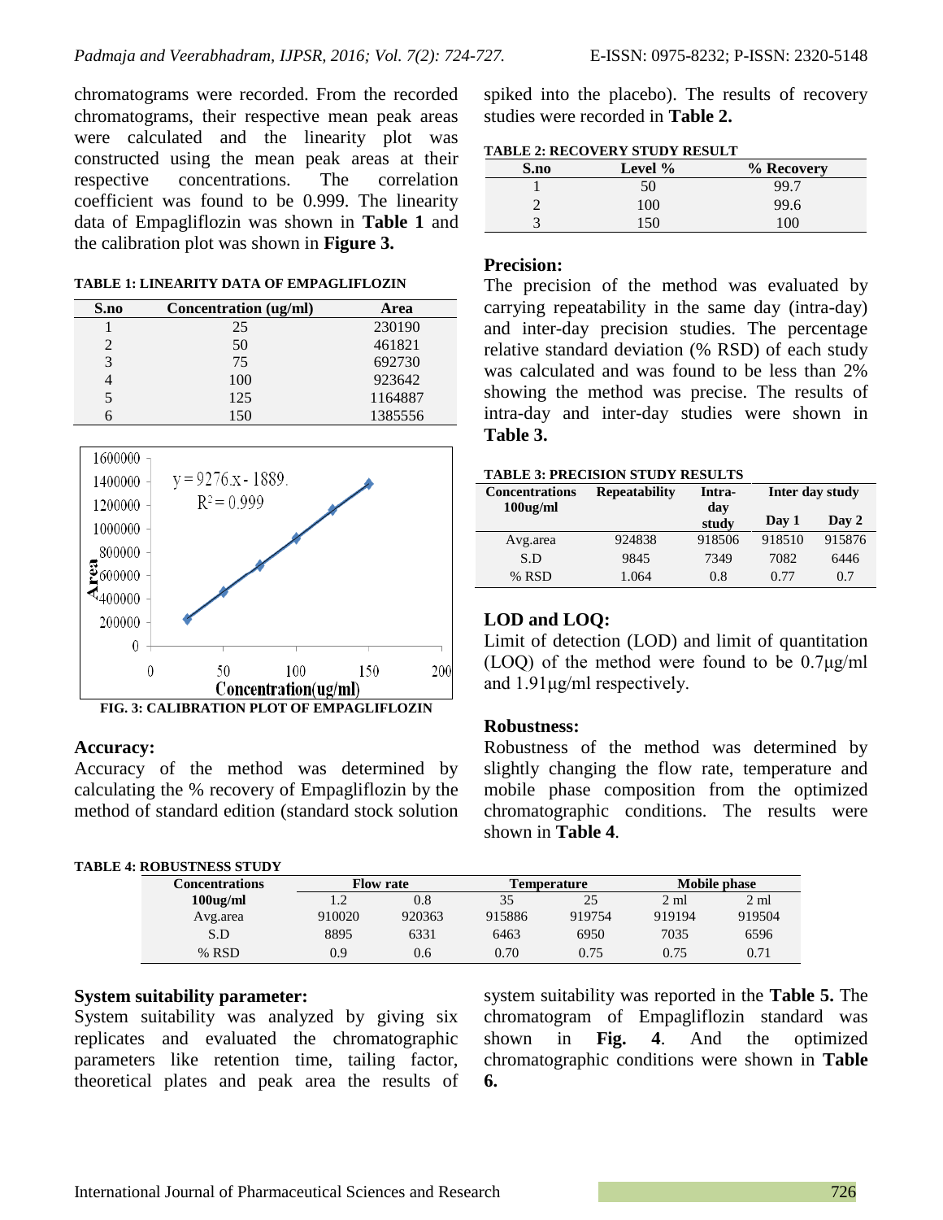chromatograms were recorded. From the recorded chromatograms, their respective mean peak areas were calculated and the linearity plot was constructed using the mean peak areas at their respective concentrations. The correlation coefficient was found to be 0.999. The linearity data of Empagliflozin was shown in **Table 1** and the calibration plot was shown in **Figure 3.**

**TABLE 1: LINEARITY DATA OF EMPAGLIFLOZIN**

| S.no | Concentration (ug/ml) | Area |
|---|---|---|
| 1 | 25 | 230190 |
| 2 | 50 | 461821 |
| 3 | 75 | 692730 |
| 4 | 100 | 923642 |
| 5 | 125 | 1164887 |
| 6 | 150 | 1385556 |

**FIG. 3: CALIBRATION PLOT OF EMPAGLIFLOZIN**

### Accuracy:

Accuracy of the method was determined by calculating the % recovery of Empagliflozin by the method of standard edition (standard stock solution spiked into the placebo). The results of recovery studies were recorded in **Table 2.**

**TABLE 2: RECOVERY STUDY RESULT**

| S.no | Level % | % Recovery |
|---|---|---|
| 1 | 50 | 99.7 |
| 2 | 100 | 99.6 |
| 3 | 150 | 100 |

### Precision:

The precision of the method was evaluated by carrying repeatability in the same day (intra-day) and inter-day precision studies. The percentage relative standard deviation (% RSD) of each study was calculated and was found to be less than 2% showing the method was precise. The results of intra-day and inter-day studies were shown in **Table 3.**

**TABLE 3: PRECISION STUDY RESULTS**

| Concentrations 100ug/ml | Repeatability | Intra-day study | Inter day study | |
|---|---|---|---|---|
| | | | Day 1 | Day 2 |
| Avg.area | 924838 | 918506 | 918510 | 915876 |
| S.D | 9845 | 7349 | 7082 | 6446 |
| % RSD | 1.064 | 0.8 | 0.77 | 0.7 |

### LOD and LOQ:

Limit of detection (LOD) and limit of quantitation (LOQ) of the method were found to be 0.7μg/ml and 1.91μg/ml respectively.

### Robustness:

Robustness of the method was determined by slightly changing the flow rate, temperature and mobile phase composition from the optimized chromatographic conditions. The results were shown in **Table 4**.

**TABLE 4: ROBUSTNESS STUDY**

| Concentrations | Flow rate | | Temperature | | Mobile phase | |
|---|---|---|---|---|---|---|
| 100ug/ml | 1.2 | 0.8 | 35 | 25 | 2 ml | 2 ml |
| Avg.area | 910020 | 920363 | 915886 | 919754 | 919194 | 919504 |
| S.D | 8895 | 6331 | 6463 | 6950 | 7035 | 6596 |
| % RSD | 0.9 | 0.6 | 0.70 | 0.75 | 0.75 | 0.71 |

### System suitability parameter:

System suitability was analyzed by giving six replicates and evaluated the chromatographic parameters like retention time, tailing factor, theoretical plates and peak area the results of system suitability was reported in the **Table 5.** The chromatogram of Empagliflozin standard was shown in **Fig. 4**. And the optimized chromatographic conditions were shown in **Table 6.**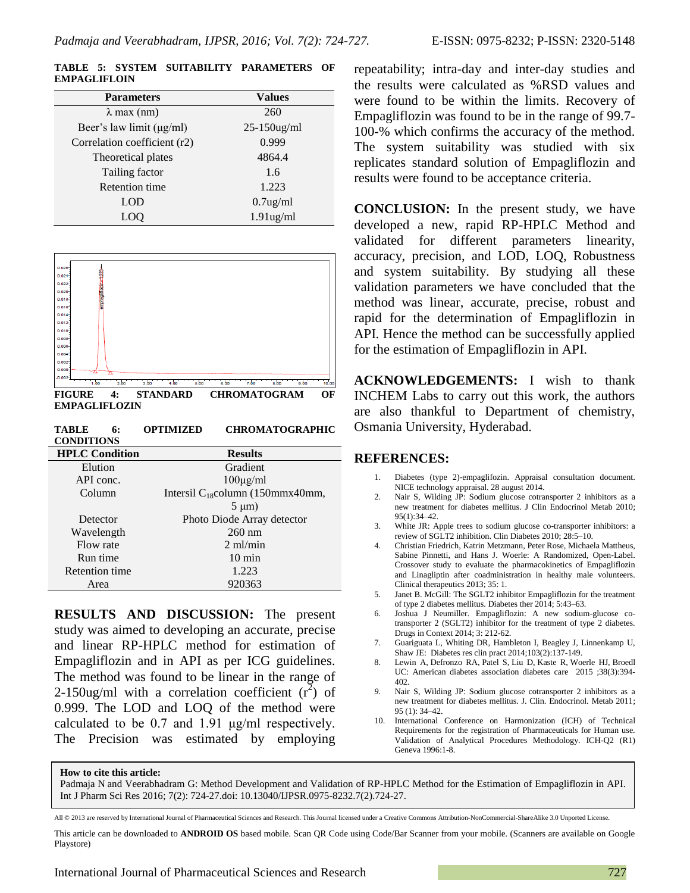**TABLE 5: SYSTEM SUITABILITY PARAMETERS OF EMPAGLIFLOIN**

| Parameters | Values |
|---|---|
| λ max (nm) | 260 |
| Beer's law limit (μg/ml) | 25-150ug/ml |
| Correlation coefficient (r2) | 0.999 |
| Theoretical plates | 4864.4 |
| Tailing factor | 1.6 |
| Retention time | 1.223 |
| LOD | 0.7ug/ml |
| LOQ | 1.91ug/ml |

empagliflozin 1.223

**FIGURE 4: STANDARD CHROMATOGRAM OF EMPAGLFLOZIN**

**TABLE 6: OPTIMIZED CHROMATOGRAPHIC CONDITIONS**

| HPLC Condition | Results |
|---|---|
| Elution | Gradient |
| API conc. | 100μg/ml |
| Column | Intersil $C_{18}$column (150mmx40mm, 5 μm) |
| Detector | Photo Diode Array detector |
| Wavelength | 260 nm |
| Flow rate | 2 ml/min |
| Run time | 10 min |
| Retention time | 1.223 |
| Area | 920363 |

**RESULTS AND DISCUSSION:** The present study was aimed to developing an accurate, precise and linear RP-HPLC method for estimation of Empagliflozin and in API as per ICG guidelines. The method was found to be linear in the range of 2-150ug/ml with a correlation coefficient ($r^2$) of 0.999. The LOD and LOQ of the method were calculated to be 0.7 and 1.91 μg/ml respectively. The Precision was estimated by employing repeatability; intra-day and inter-day studies and the results were calculated as %RSD values and were found to be within the limits. Recovery of Empagliflozin was found to be in the range of 99.7-100-% which confirms the accuracy of the method. The system suitability was studied with six replicates standard solution of Empagliflozin and results were found to be acceptance criteria.

**CONCLUSION:** In the present study, we have developed a new, rapid RP-HPLC Method and validated for different parameters linearity, accuracy, precision, and LOD, LOQ, Robustness and system suitability. By studying all these validation parameters we have concluded that the method was linear, accurate, precise, robust and rapid for the determination of Empagliflozin in API. Hence the method can be successfully applied for the estimation of Empagliflozin in API.

**ACKNOWLEDGEMENTS:** I wish to thank INCHEM Labs to carry out this work, the authors are also thankful to Department of chemistry, Osmania University, Hyderabad.

## REFERENCES:

1. Diabetes (type 2)-empaglifozin. Appraisal consultation document. NICE technology appraisal. 28 august 2014.
2. Nair S, Wilding JP: Sodium glucose cotransporter 2 inhibitors as a new treatment for diabetes mellitus. J Clin Endocrinol Metab 2010; 95(1):34–42.
3. White JR: Apple trees to sodium glucose co-transporter inhibitors: a review of SGLT2 inhibition. Clin Diabetes 2010; 28:5–10.
4. Christian Friedrich, Katrin Metzmann, Peter Rose, Michaela Mattheus, Sabine Pinnetti, and Hans J. Woerle: A Randomized, Open-Label. Crossover study to evaluate the pharmacokinetics of Empagliflozin and Linagliptin after coadministration in healthy male volunteers. Clinical therapeutics 2013; 35: 1.
5. Janet B. McGill: The SGLT2 inhibitor Empagliflozin for the treatment of type 2 diabetes mellitus. Diabetes ther 2014; 5:43–63.
6. Joshua J Neumiller. Empagliflozin: A new sodium-glucose co-transporter 2 (SGLT2) inhibitor for the treatment of type 2 diabetes. Drugs in Context 2014; 3: 212-62.
7. Guariguata L, Whiting DR, Hambleton I, Beagley J, Linnenkamp U, Shaw JE: Diabetes res clin pract 2014;103(2):137-149.
8. Lewin A, Defronzo RA, Patel S, Liu D, Kaste R, Woerle HJ, Broedl UC: American diabetes association diabetes care 2015 ;38(3):394-402.
9. Nair S, Wilding JP: Sodium glucose cotransporter 2 inhibitors as a new treatment for diabetes mellitus. J. Clin. Endocrinol. Metab 2011; 95 (1): 34–42.
10. International Conference on Harmonization (ICH) of Technical Requirements for the registration of Pharmaceuticals for Human use. Validation of Analytical Procedures Methodology. ICH-Q2 (R1) Geneva 1996:1-8.

**How to cite this article:**

Padmaja N and Veerabhadram G: Method Development and Validation of RP-HPLC Method for the Estimation of Empagliflozin in API. Int J Pharm Sci Res 2016; 7(2): 724-27.doi: 10.13040/IJPSR.0975-8232.7(2).724-27.

All © 2013 are reserved by International Journal of Pharmaceutical Sciences and Research. This Journal licensed under a Creative Commons Attribution-NonCommercial-ShareAlike 3.0 Unported License.

This article can be downloaded to **ANDROID OS** based mobile. Scan QR Code using Code/Bar Scanner from your mobile. (Scanners are available on Google Playstore)